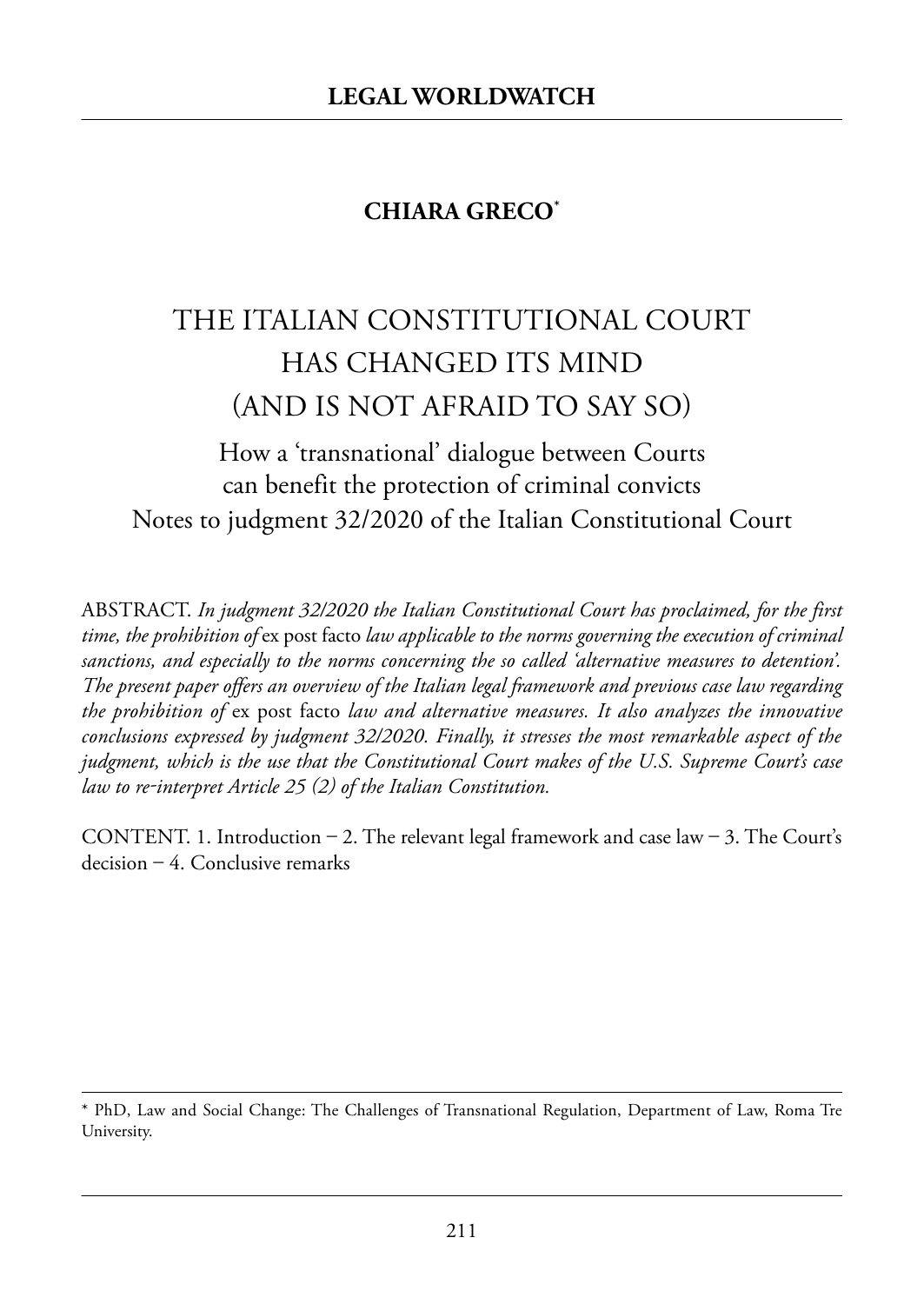**LEGAL WORLDWATCH**

**CHIARA GRECO***

# THE ITALIAN CONSTITUTIONAL COURT HAS CHANGED ITS MIND (AND IS NOT AFRAID TO SAY SO)

## How a 'transnational' dialogue between Courts can benefit the protection of criminal convicts Notes to judgment 32/2020 of the Italian Constitutional Court

ABSTRACT. *In judgment 32/2020 the Italian Constitutional Court has proclaimed, for the first time, the prohibition of* ex post facto *law applicable to the norms governing the execution of criminal sanctions, and especially to the norms concerning the so called 'alternative measures to detention'. The present paper offers an overview of the Italian legal framework and previous case law regarding the prohibition of* ex post facto *law and alternative measures. It also analyzes the innovative conclusions expressed by judgment 32/2020. Finally, it stresses the most remarkable aspect of the judgment, which is the use that the Constitutional Court makes of the U.S. Supreme Court's case law to re-interpret Article 25 (2) of the Italian Constitution.*

CONTENT. 1. Introduction – 2. The relevant legal framework and case law – 3. The Court's decision – 4. Conclusive remarks

---

\* PhD, Law and Social Change: The Challenges of Transnational Regulation, Department of Law, Roma Tre University.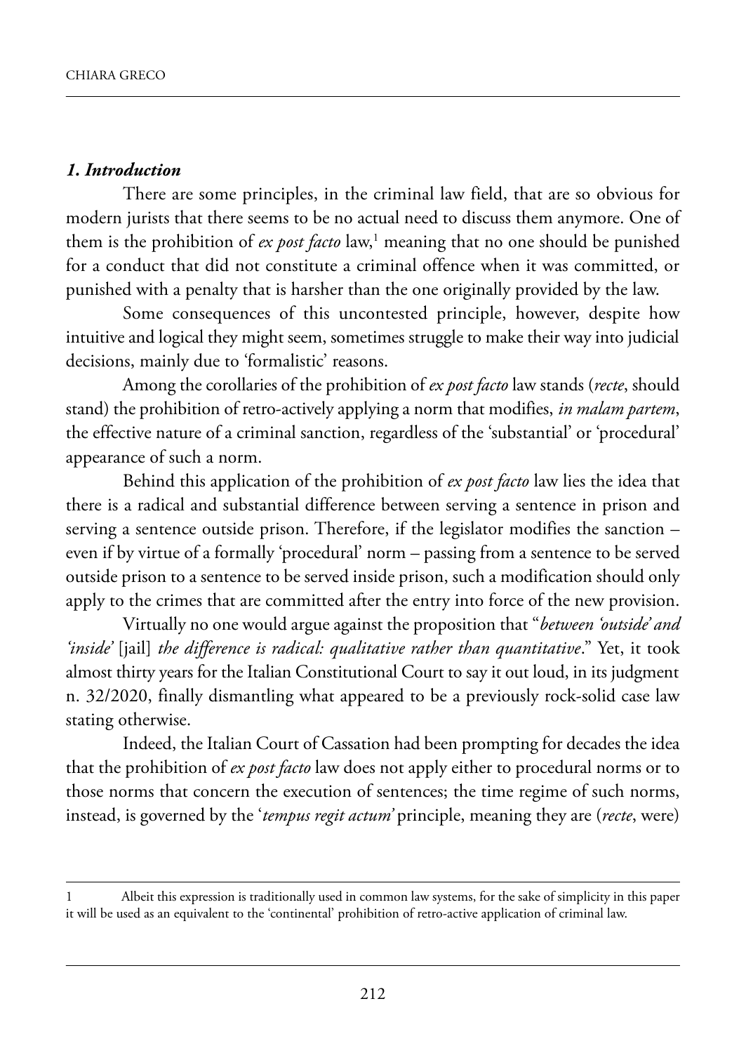### *1. Introduction*

There are some principles, in the criminal law field, that are so obvious for modern jurists that there seems to be no actual need to discuss them anymore. One of them is the prohibition of *ex post facto* law,[1] meaning that no one should be punished for a conduct that did not constitute a criminal offence when it was committed, or punished with a penalty that is harsher than the one originally provided by the law.

Some consequences of this uncontested principle, however, despite how intuitive and logical they might seem, sometimes struggle to make their way into judicial decisions, mainly due to 'formalistic' reasons.

Among the corollaries of the prohibition of *ex post facto* law stands (*recte*, should stand) the prohibition of retro-actively applying a norm that modifies, *in malam partem*, the effective nature of a criminal sanction, regardless of the 'substantial' or 'procedural' appearance of such a norm.

Behind this application of the prohibition of *ex post facto* law lies the idea that there is a radical and substantial difference between serving a sentence in prison and serving a sentence outside prison. Therefore, if the legislator modifies the sanction – even if by virtue of a formally 'procedural' norm – passing from a sentence to be served outside prison to a sentence to be served inside prison, such a modification should only apply to the crimes that are committed after the entry into force of the new provision.

Virtually no one would argue against the proposition that "*between 'outside' and 'inside'* [jail] *the difference is radical: qualitative rather than quantitative*." Yet, it took almost thirty years for the Italian Constitutional Court to say it out loud, in its judgment n. 32/2020, finally dismantling what appeared to be a previously rock-solid case law stating otherwise.

Indeed, the Italian Court of Cassation had been prompting for decades the idea that the prohibition of *ex post facto* law does not apply either to procedural norms or to those norms that concern the execution of sentences; the time regime of such norms, instead, is governed by the '*tempus regit actum*' principle, meaning they are (*recte*, were)

---

[1] Albeit this expression is traditionally used in common law systems, for the sake of simplicity in this paper it will be used as an equivalent to the 'continental' prohibition of retro-active application of criminal law.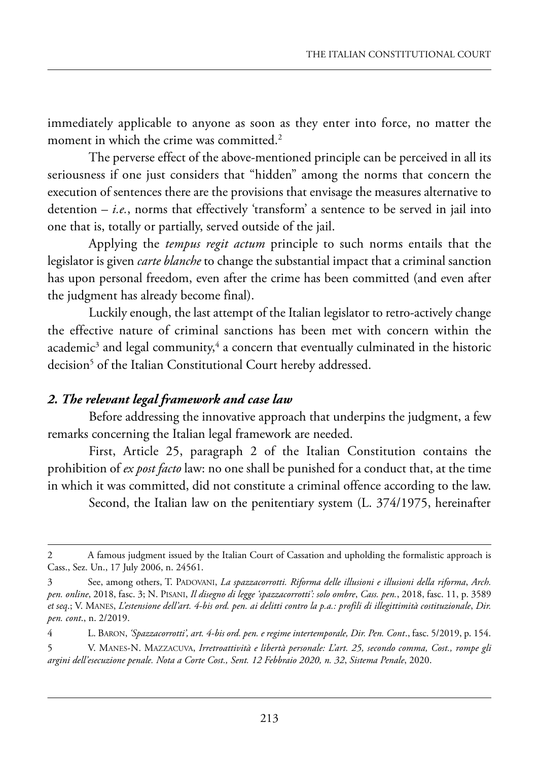immediately applicable to anyone as soon as they enter into force, no matter the moment in which the crime was committed.[2]

The perverse effect of the above-mentioned principle can be perceived in all its seriousness if one just considers that "hidden" among the norms that concern the execution of sentences there are the provisions that envisage the measures alternative to detention – *i.e.*, norms that effectively 'transform' a sentence to be served in jail into one that is, totally or partially, served outside of the jail.

Applying the *tempus regit actum* principle to such norms entails that the legislator is given *carte blanche* to change the substantial impact that a criminal sanction has upon personal freedom, even after the crime has been committed (and even after the judgment has already become final).

Luckily enough, the last attempt of the Italian legislator to retro-actively change the effective nature of criminal sanctions has been met with concern within the academic[3] and legal community,[4] a concern that eventually culminated in the historic decision[5] of the Italian Constitutional Court hereby addressed.

## *2. The relevant legal framework and case law*

Before addressing the innovative approach that underpins the judgment, a few remarks concerning the Italian legal framework are needed.

First, Article 25, paragraph 2 of the Italian Constitution contains the prohibition of *ex post facto* law: no one shall be punished for a conduct that, at the time in which it was committed, did not constitute a criminal offence according to the law.

Second, the Italian law on the penitentiary system (L. 374/1975, hereinafter

---

2 A famous judgment issued by the Italian Court of Cassation and upholding the formalistic approach is Cass., Sez. Un., 17 July 2006, n. 24561.

3 See, among others, T. Padovani, *La spazzacorrotti. Riforma delle illusioni e illusioni della riforma*, *Arch. pen. online*, 2018, fasc. 3; N. Pisani, *Il disegno di legge 'spazzacorrotti': solo ombre*, *Cass. pen.*, 2018, fasc. 11, p. 3589 *et seq*.; V. Manes, *L'estensione dell'art. 4-bis ord. pen. ai delitti contro la p.a.: profili di illegittimità costituzionale*, *Dir. pen. cont.*, n. 2/2019.

4 L. Baron, *'Spazzacorrotti', art. 4-bis ord. pen. e regime intertemporale, Dir. Pen. Cont*., fasc. 5/2019, p. 154.

5 V. Manes-N. Mazzacuva, *Irretroattività e libertà personale: L'art. 25, secondo comma, Cost., rompe gli argini dell'esecuzione penale. Nota a Corte Cost., Sent. 12 Febbraio 2020, n. 32*, *Sistema Penale*, 2020.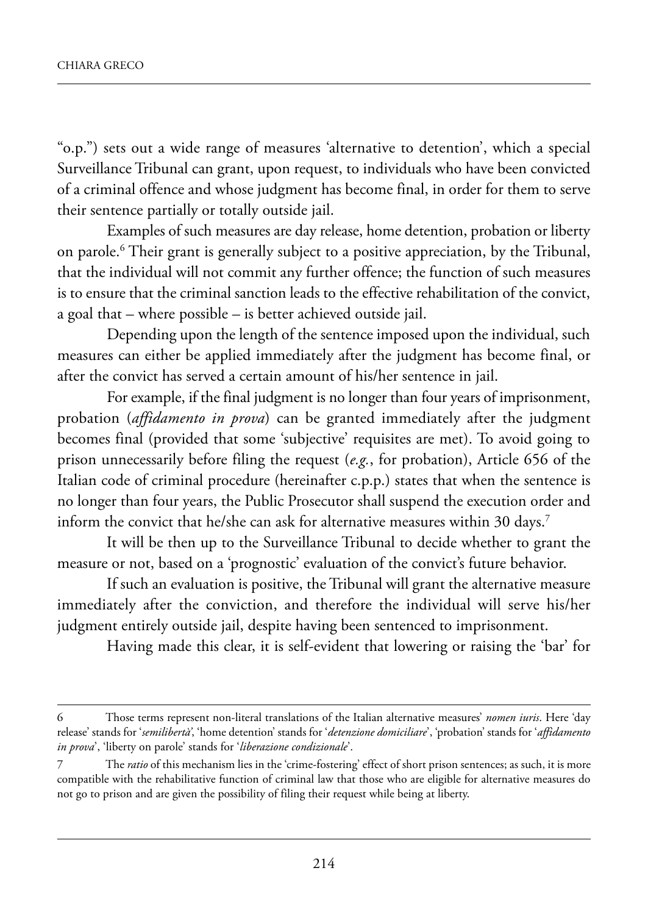"o.p.") sets out a wide range of measures 'alternative to detention', which a special Surveillance Tribunal can grant, upon request, to individuals who have been convicted of a criminal offence and whose judgment has become final, in order for them to serve their sentence partially or totally outside jail.

Examples of such measures are day release, home detention, probation or liberty on parole.[6] Their grant is generally subject to a positive appreciation, by the Tribunal, that the individual will not commit any further offence; the function of such measures is to ensure that the criminal sanction leads to the effective rehabilitation of the convict, a goal that – where possible – is better achieved outside jail.

Depending upon the length of the sentence imposed upon the individual, such measures can either be applied immediately after the judgment has become final, or after the convict has served a certain amount of his/her sentence in jail.

For example, if the final judgment is no longer than four years of imprisonment, probation (*affidamento in prova*) can be granted immediately after the judgment becomes final (provided that some 'subjective' requisites are met). To avoid going to prison unnecessarily before filing the request (*e.g.*, for probation), Article 656 of the Italian code of criminal procedure (hereinafter c.p.p.) states that when the sentence is no longer than four years, the Public Prosecutor shall suspend the execution order and inform the convict that he/she can ask for alternative measures within 30 days.[7]

It will be then up to the Surveillance Tribunal to decide whether to grant the measure or not, based on a 'prognostic' evaluation of the convict's future behavior.

If such an evaluation is positive, the Tribunal will grant the alternative measure immediately after the conviction, and therefore the individual will serve his/her judgment entirely outside jail, despite having been sentenced to imprisonment.

Having made this clear, it is self-evident that lowering or raising the 'bar' for

---

6 Those terms represent non-literal translations of the Italian alternative measures' *nomen iuris*. Here 'day release' stands for '*semilibertà*', 'home detention' stands for '*detenzione domiciliare*', 'probation' stands for '*affidamento in prova*', 'liberty on parole' stands for '*liberazione condizionale*'.

7 The *ratio* of this mechanism lies in the 'crime-fostering' effect of short prison sentences; as such, it is more compatible with the rehabilitative function of criminal law that those who are eligible for alternative measures do not go to prison and are given the possibility of filing their request while being at liberty.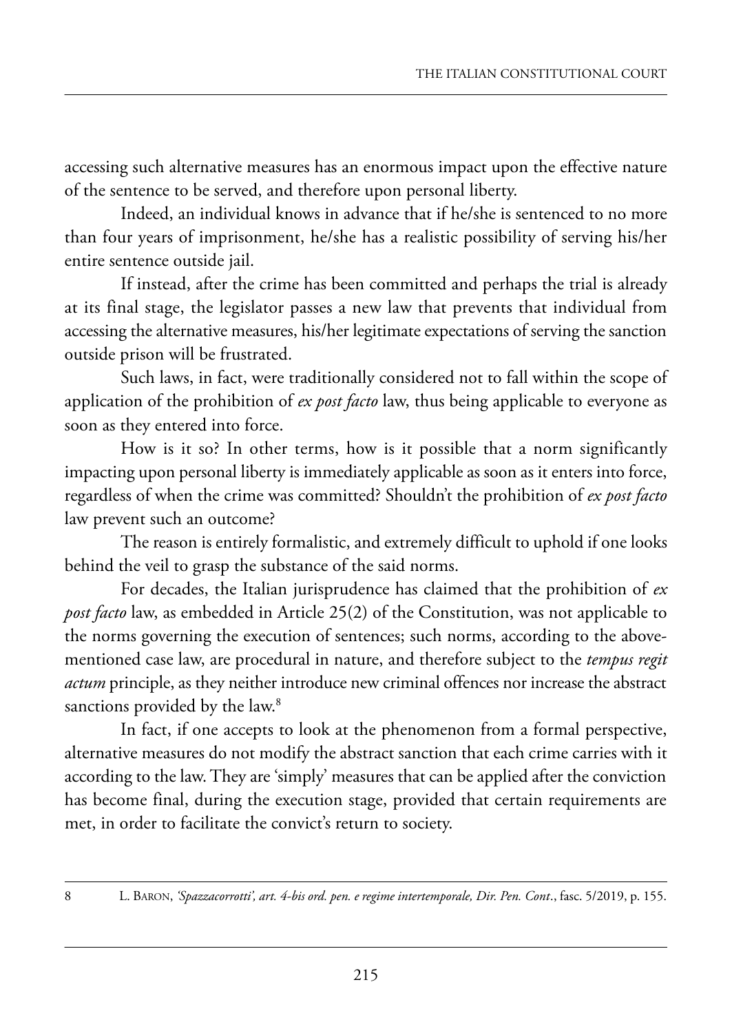accessing such alternative measures has an enormous impact upon the effective nature of the sentence to be served, and therefore upon personal liberty.

Indeed, an individual knows in advance that if he/she is sentenced to no more than four years of imprisonment, he/she has a realistic possibility of serving his/her entire sentence outside jail.

If instead, after the crime has been committed and perhaps the trial is already at its final stage, the legislator passes a new law that prevents that individual from accessing the alternative measures, his/her legitimate expectations of serving the sanction outside prison will be frustrated.

Such laws, in fact, were traditionally considered not to fall within the scope of application of the prohibition of *ex post facto* law, thus being applicable to everyone as soon as they entered into force.

How is it so? In other terms, how is it possible that a norm significantly impacting upon personal liberty is immediately applicable as soon as it enters into force, regardless of when the crime was committed? Shouldn't the prohibition of *ex post facto* law prevent such an outcome?

The reason is entirely formalistic, and extremely difficult to uphold if one looks behind the veil to grasp the substance of the said norms.

For decades, the Italian jurisprudence has claimed that the prohibition of *ex post facto* law, as embedded in Article 25(2) of the Constitution, was not applicable to the norms governing the execution of sentences; such norms, according to the above-mentioned case law, are procedural in nature, and therefore subject to the *tempus regit actum* principle, as they neither introduce new criminal offences nor increase the abstract sanctions provided by the law.[8]

In fact, if one accepts to look at the phenomenon from a formal perspective, alternative measures do not modify the abstract sanction that each crime carries with it according to the law. They are 'simply' measures that can be applied after the conviction has become final, during the execution stage, provided that certain requirements are met, in order to facilitate the convict's return to society.

---

8 L. Baron, *'Spazzacorrotti', art. 4-bis ord. pen. e regime intertemporale, Dir. Pen. Cont*., fasc. 5/2019, p. 155.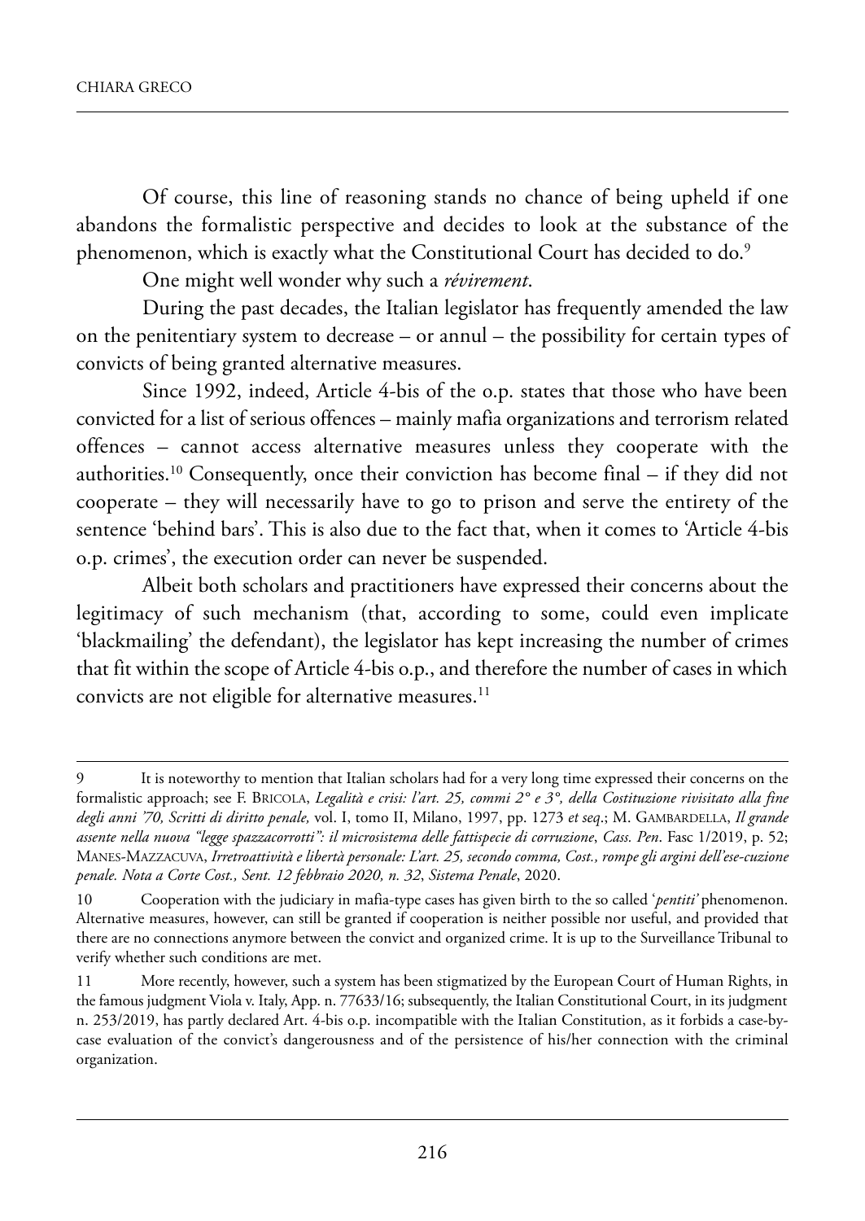Of course, this line of reasoning stands no chance of being upheld if one abandons the formalistic perspective and decides to look at the substance of the phenomenon, which is exactly what the Constitutional Court has decided to do.[9]

One might well wonder why such a *révirement*.

During the past decades, the Italian legislator has frequently amended the law on the penitentiary system to decrease – or annul – the possibility for certain types of convicts of being granted alternative measures.

Since 1992, indeed, Article 4-bis of the o.p. states that those who have been convicted for a list of serious offences – mainly mafia organizations and terrorism related offences – cannot access alternative measures unless they cooperate with the authorities.[10] Consequently, once their conviction has become final – if they did not cooperate – they will necessarily have to go to prison and serve the entirety of the sentence 'behind bars'. This is also due to the fact that, when it comes to 'Article 4-bis o.p. crimes', the execution order can never be suspended.

Albeit both scholars and practitioners have expressed their concerns about the legitimacy of such mechanism (that, according to some, could even implicate 'blackmailing' the defendant), the legislator has kept increasing the number of crimes that fit within the scope of Article 4-bis o.p., and therefore the number of cases in which convicts are not eligible for alternative measures.[11]

---

9 It is noteworthy to mention that Italian scholars had for a very long time expressed their concerns on the formalistic approach; see F. BRICOLA, *Legalità e crisi: l'art. 25, commi 2° e 3°, della Costituzione rivisitato alla fine degli anni '70, Scritti di diritto penale,* vol. I, tomo II, Milano, 1997, pp. 1273 *et seq*.; M. GAMBARDELLA, *Il grande assente nella nuova "legge spazzacorrotti": il microsistema delle fattispecie di corruzione*, *Cass. Pen*. Fasc 1/2019, p. 52; MANES-MAZZACUVA, *Irretroattività e libertà personale: L'art. 25, secondo comma, Cost., rompe gli argini dell'ese-cuzione penale. Nota a Corte Cost., Sent. 12 febbraio 2020, n. 32*, *Sistema Penale*, 2020.

10 Cooperation with the judiciary in mafia-type cases has given birth to the so called '*pentiti'* phenomenon. Alternative measures, however, can still be granted if cooperation is neither possible nor useful, and provided that there are no connections anymore between the convict and organized crime. It is up to the Surveillance Tribunal to verify whether such conditions are met.

11 More recently, however, such a system has been stigmatized by the European Court of Human Rights, in the famous judgment Viola v. Italy, App. n. 77633/16; subsequently, the Italian Constitutional Court, in its judgment n. 253/2019, has partly declared Art. 4-bis o.p. incompatible with the Italian Constitution, as it forbids a case-by-case evaluation of the convict's dangerousness and of the persistence of his/her connection with the criminal organization.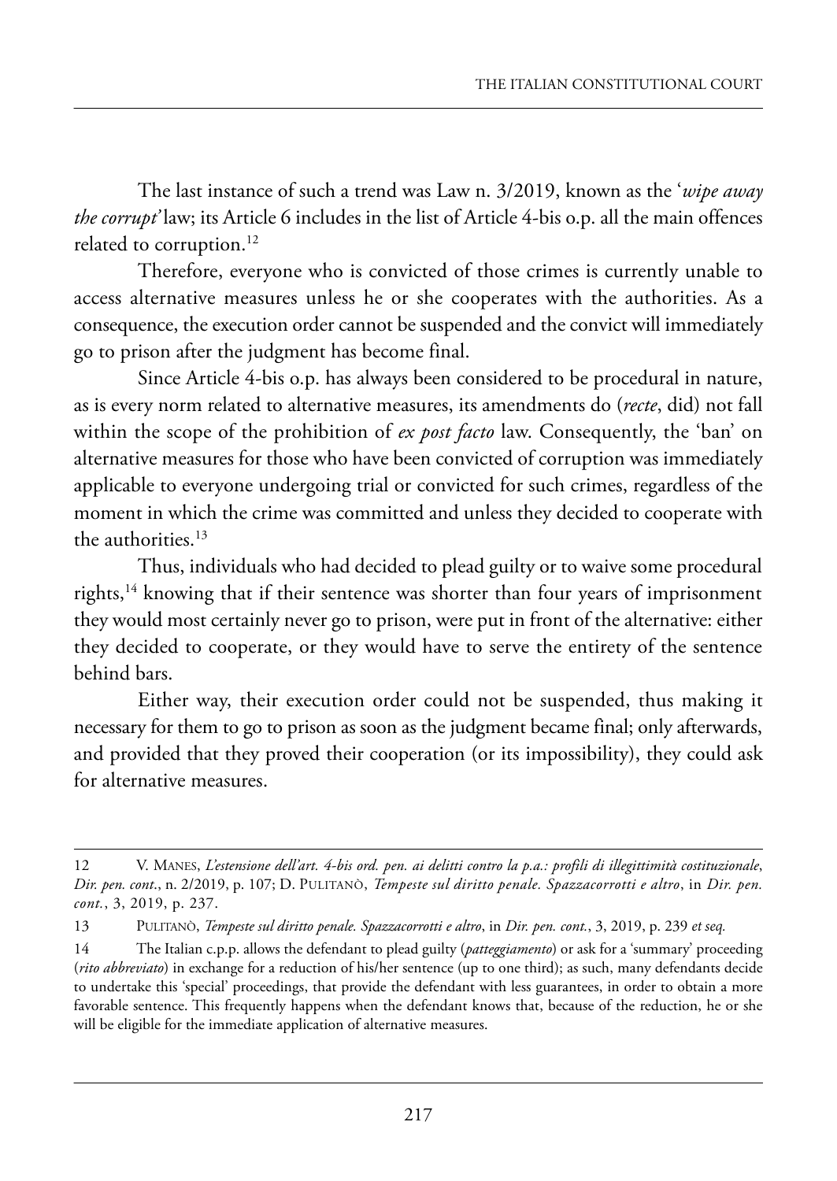The last instance of such a trend was Law n. 3/2019, known as the '*wipe away the corrupt*' law; its Article 6 includes in the list of Article 4-bis o.p. all the main offences related to corruption.[12]

Therefore, everyone who is convicted of those crimes is currently unable to access alternative measures unless he or she cooperates with the authorities. As a consequence, the execution order cannot be suspended and the convict will immediately go to prison after the judgment has become final.

Since Article 4-bis o.p. has always been considered to be procedural in nature, as is every norm related to alternative measures, its amendments do (*recte*, did) not fall within the scope of the prohibition of *ex post facto* law. Consequently, the 'ban' on alternative measures for those who have been convicted of corruption was immediately applicable to everyone undergoing trial or convicted for such crimes, regardless of the moment in which the crime was committed and unless they decided to cooperate with the authorities.[13]

Thus, individuals who had decided to plead guilty or to waive some procedural rights,[14] knowing that if their sentence was shorter than four years of imprisonment they would most certainly never go to prison, were put in front of the alternative: either they decided to cooperate, or they would have to serve the entirety of the sentence behind bars.

Either way, their execution order could not be suspended, thus making it necessary for them to go to prison as soon as the judgment became final; only afterwards, and provided that they proved their cooperation (or its impossibility), they could ask for alternative measures.

---

12 V. Manes, *L'estensione dell'art. 4-bis ord. pen. ai delitti contro la p.a.: profili di illegittimità costituzionale*, *Dir. pen. cont.*, n. 2/2019, p. 107; D. Pulitanò, *Tempeste sul diritto penale. Spazzacorrotti e altro*, in *Dir. pen. cont.*, 3, 2019, p. 237.

13 Pulitanò, *Tempeste sul diritto penale. Spazzacorrotti e altro*, in *Dir. pen. cont.*, 3, 2019, p. 239 *et seq.*

14 The Italian c.p.p. allows the defendant to plead guilty (*patteggiamento*) or ask for a 'summary' proceeding (*rito abbreviato*) in exchange for a reduction of his/her sentence (up to one third); as such, many defendants decide to undertake this 'special' proceedings, that provide the defendant with less guarantees, in order to obtain a more favorable sentence. This frequently happens when the defendant knows that, because of the reduction, he or she will be eligible for the immediate application of alternative measures.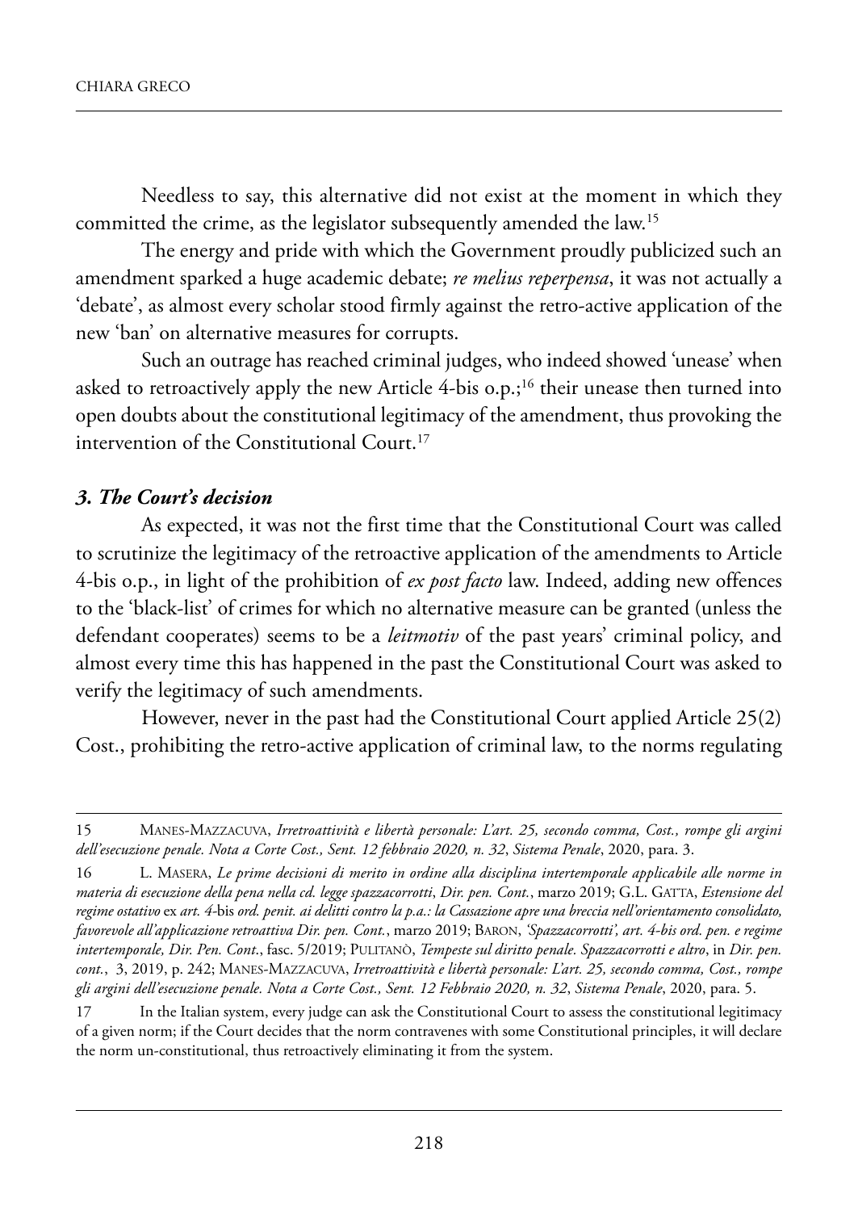Needless to say, this alternative did not exist at the moment in which they committed the crime, as the legislator subsequently amended the law.[15]

The energy and pride with which the Government proudly publicized such an amendment sparked a huge academic debate; *re melius reperpensa*, it was not actually a 'debate', as almost every scholar stood firmly against the retro-active application of the new 'ban' on alternative measures for corrupts.

Such an outrage has reached criminal judges, who indeed showed 'unease' when asked to retroactively apply the new Article 4-bis o.p.;[16] their unease then turned into open doubts about the constitutional legitimacy of the amendment, thus provoking the intervention of the Constitutional Court.[17]

### *3. The Court's decision*

As expected, it was not the first time that the Constitutional Court was called to scrutinize the legitimacy of the retroactive application of the amendments to Article 4-bis o.p., in light of the prohibition of *ex post facto* law. Indeed, adding new offences to the 'black-list' of crimes for which no alternative measure can be granted (unless the defendant cooperates) seems to be a *leitmotiv* of the past years' criminal policy, and almost every time this has happened in the past the Constitutional Court was asked to verify the legitimacy of such amendments.

However, never in the past had the Constitutional Court applied Article 25(2) Cost., prohibiting the retro-active application of criminal law, to the norms regulating

---

15 Manes-Mazzacuva, *Irretroattività e libertà personale: L'art. 25, secondo comma, Cost., rompe gli argini dell'esecuzione penale. Nota a Corte Cost., Sent. 12 febbraio 2020, n. 32*, *Sistema Penale*, 2020, para. 3.

16 L. Masera, *Le prime decisioni di merito in ordine alla disciplina intertemporale applicabile alle norme in materia di esecuzione della pena nella cd. legge spazzacorrotti*, *Dir. pen. Cont.*, marzo 2019; G.L. Gatta, *Estensione del regime ostativo* ex *art. 4-*bis *ord. penit. ai delitti contro la p.a.: la Cassazione apre una breccia nell'orientamento consolidato, favorevole all'applicazione retroattiva Dir. pen. Cont.*, marzo 2019; Baron, *'Spazzacorrotti', art. 4-bis ord. pen. e regime intertemporale, Dir. Pen. Cont.*, fasc. 5/2019; Pulitanò, *Tempeste sul diritto penale. Spazzacorrotti e altro*, in *Dir. pen. cont.*, 3, 2019, p. 242; Manes-Mazzacuva, *Irretroattività e libertà personale: L'art. 25, secondo comma, Cost., rompe gli argini dell'esecuzione penale. Nota a Corte Cost., Sent. 12 Febbraio 2020, n. 32*, *Sistema Penale*, 2020, para. 5.

17 In the Italian system, every judge can ask the Constitutional Court to assess the constitutional legitimacy of a given norm; if the Court decides that the norm contravenes with some Constitutional principles, it will declare the norm un-constitutional, thus retroactively eliminating it from the system.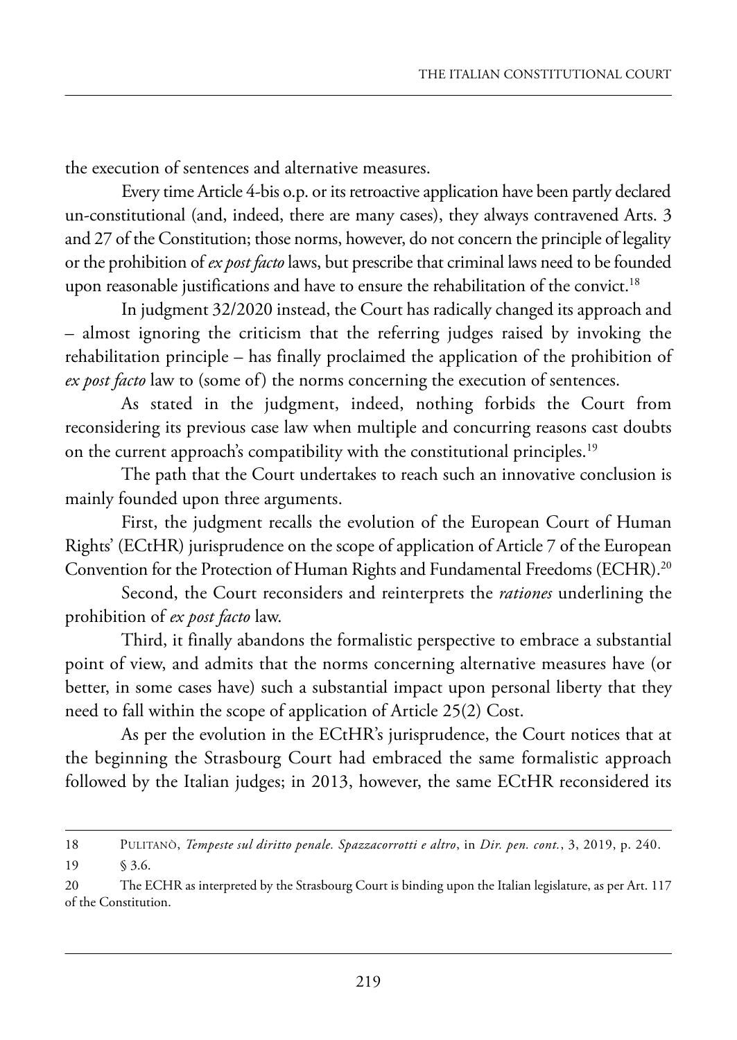the execution of sentences and alternative measures.

Every time Article 4-bis o.p. or its retroactive application have been partly declared un-constitutional (and, indeed, there are many cases), they always contravened Arts. 3 and 27 of the Constitution; those norms, however, do not concern the principle of legality or the prohibition of *ex post facto* laws, but prescribe that criminal laws need to be founded upon reasonable justifications and have to ensure the rehabilitation of the convict.[18]

In judgment 32/2020 instead, the Court has radically changed its approach and – almost ignoring the criticism that the referring judges raised by invoking the rehabilitation principle – has finally proclaimed the application of the prohibition of *ex post facto* law to (some of) the norms concerning the execution of sentences.

As stated in the judgment, indeed, nothing forbids the Court from reconsidering its previous case law when multiple and concurring reasons cast doubts on the current approach's compatibility with the constitutional principles.[19]

The path that the Court undertakes to reach such an innovative conclusion is mainly founded upon three arguments.

First, the judgment recalls the evolution of the European Court of Human Rights' (ECtHR) jurisprudence on the scope of application of Article 7 of the European Convention for the Protection of Human Rights and Fundamental Freedoms (ECHR).[20]

Second, the Court reconsiders and reinterprets the *rationes* underlining the prohibition of *ex post facto* law.

Third, it finally abandons the formalistic perspective to embrace a substantial point of view, and admits that the norms concerning alternative measures have (or better, in some cases have) such a substantial impact upon personal liberty that they need to fall within the scope of application of Article 25(2) Cost.

As per the evolution in the ECtHR's jurisprudence, the Court notices that at the beginning the Strasbourg Court had embraced the same formalistic approach followed by the Italian judges; in 2013, however, the same ECtHR reconsidered its

---

18 Pulitanò, *Tempeste sul diritto penale. Spazzacorrotti e altro*, in *Dir. pen. cont.*, 3, 2019, p. 240.

19 § 3.6.

20 The ECHR as interpreted by the Strasbourg Court is binding upon the Italian legislature, as per Art. 117 of the Constitution.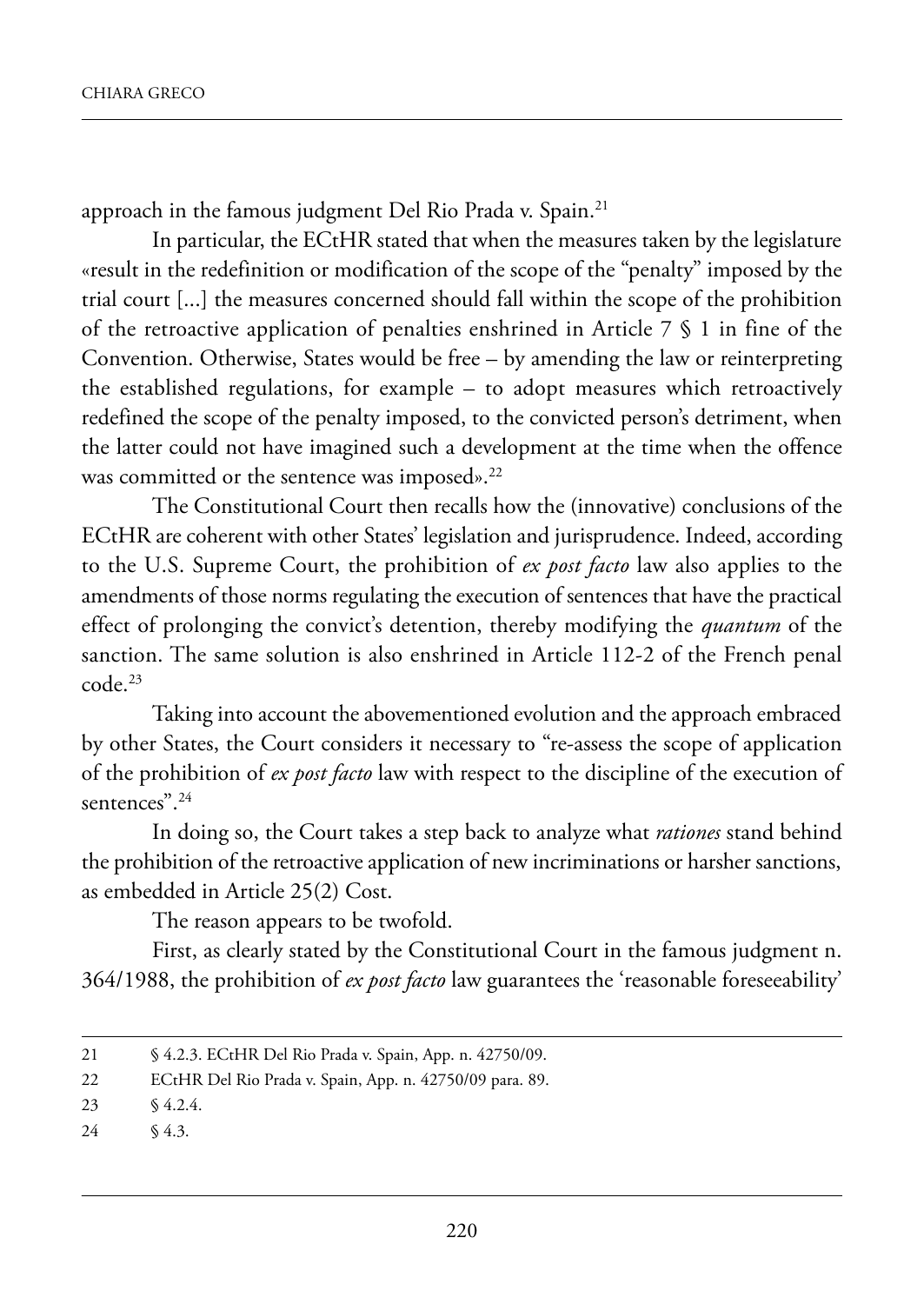approach in the famous judgment Del Rio Prada v. Spain.[21]

In particular, the ECtHR stated that when the measures taken by the legislature «result in the redefinition or modification of the scope of the "penalty" imposed by the trial court [...] the measures concerned should fall within the scope of the prohibition of the retroactive application of penalties enshrined in Article 7 § 1 in fine of the Convention. Otherwise, States would be free – by amending the law or reinterpreting the established regulations, for example – to adopt measures which retroactively redefined the scope of the penalty imposed, to the convicted person's detriment, when the latter could not have imagined such a development at the time when the offence was committed or the sentence was imposed».[22]

The Constitutional Court then recalls how the (innovative) conclusions of the ECtHR are coherent with other States' legislation and jurisprudence. Indeed, according to the U.S. Supreme Court, the prohibition of *ex post facto* law also applies to the amendments of those norms regulating the execution of sentences that have the practical effect of prolonging the convict's detention, thereby modifying the *quantum* of the sanction. The same solution is also enshrined in Article 112-2 of the French penal code.[23]

Taking into account the abovementioned evolution and the approach embraced by other States, the Court considers it necessary to "re-assess the scope of application of the prohibition of *ex post facto* law with respect to the discipline of the execution of sentences".[24]

In doing so, the Court takes a step back to analyze what *rationes* stand behind the prohibition of the retroactive application of new incriminations or harsher sanctions, as embedded in Article 25(2) Cost.

The reason appears to be twofold.

First, as clearly stated by the Constitutional Court in the famous judgment n. 364/1988, the prohibition of *ex post facto* law guarantees the 'reasonable foreseeability'

---

21 § 4.2.3. ECtHR Del Rio Prada v. Spain, App. n. 42750/09.

22 ECtHR Del Rio Prada v. Spain, App. n. 42750/09 para. 89.

23 § 4.2.4.

24 § 4.3.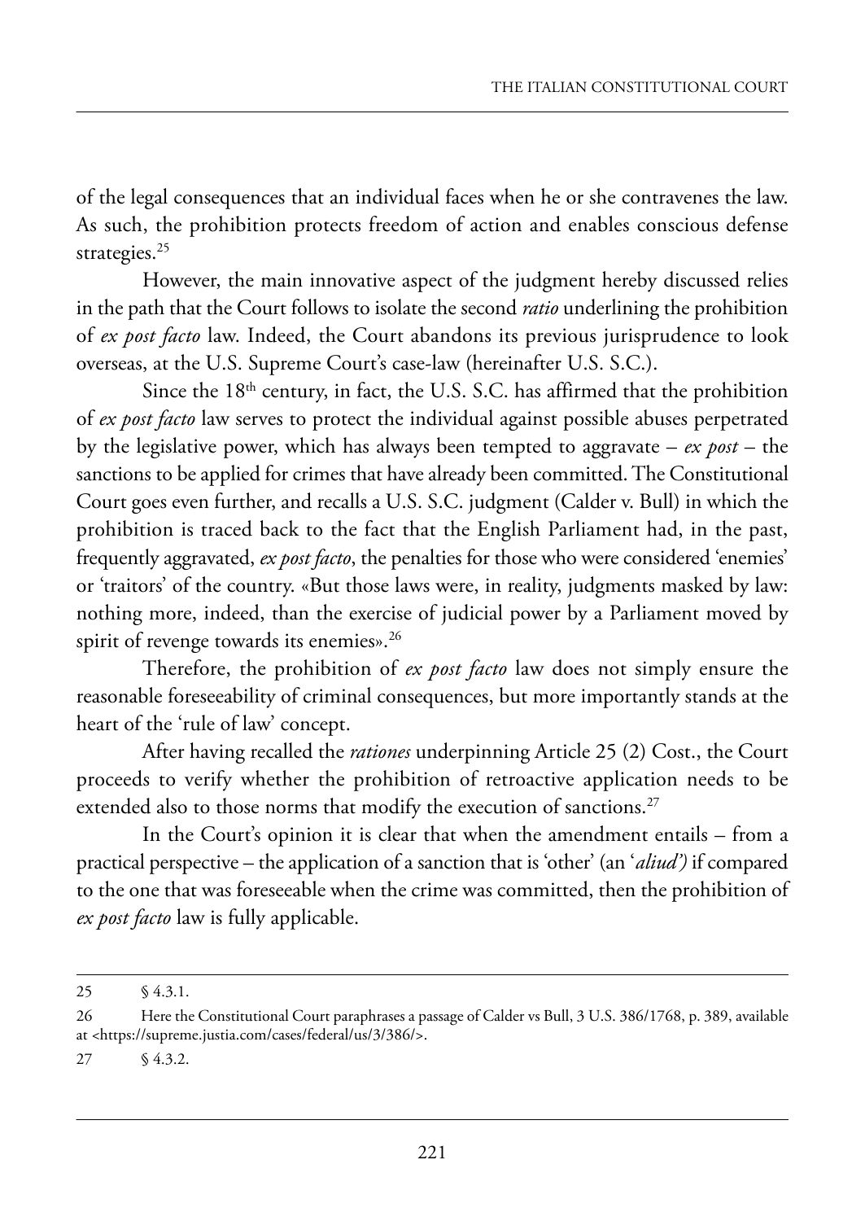of the legal consequences that an individual faces when he or she contravenes the law. As such, the prohibition protects freedom of action and enables conscious defense strategies.[25]

However, the main innovative aspect of the judgment hereby discussed relies in the path that the Court follows to isolate the second *ratio* underlining the prohibition of *ex post facto* law. Indeed, the Court abandons its previous jurisprudence to look overseas, at the U.S. Supreme Court's case-law (hereinafter U.S. S.C.).

Since the 18th century, in fact, the U.S. S.C. has affirmed that the prohibition of *ex post facto* law serves to protect the individual against possible abuses perpetrated by the legislative power, which has always been tempted to aggravate – *ex post* – the sanctions to be applied for crimes that have already been committed. The Constitutional Court goes even further, and recalls a U.S. S.C. judgment (Calder v. Bull) in which the prohibition is traced back to the fact that the English Parliament had, in the past, frequently aggravated, *ex post facto*, the penalties for those who were considered 'enemies' or 'traitors' of the country. «But those laws were, in reality, judgments masked by law: nothing more, indeed, than the exercise of judicial power by a Parliament moved by spirit of revenge towards its enemies».[26]

Therefore, the prohibition of *ex post facto* law does not simply ensure the reasonable foreseeability of criminal consequences, but more importantly stands at the heart of the 'rule of law' concept.

After having recalled the *rationes* underpinning Article 25 (2) Cost., the Court proceeds to verify whether the prohibition of retroactive application needs to be extended also to those norms that modify the execution of sanctions.[27]

In the Court's opinion it is clear that when the amendment entails – from a practical perspective – the application of a sanction that is 'other' (an '*aliud')* if compared to the one that was foreseeable when the crime was committed, then the prohibition of *ex post facto* law is fully applicable.

---

25 § 4.3.1.

26 Here the Constitutional Court paraphrases a passage of Calder vs Bull, 3 U.S. 386/1768, p. 389, available at <https://supreme.justia.com/cases/federal/us/3/386/>.

27 § 4.3.2.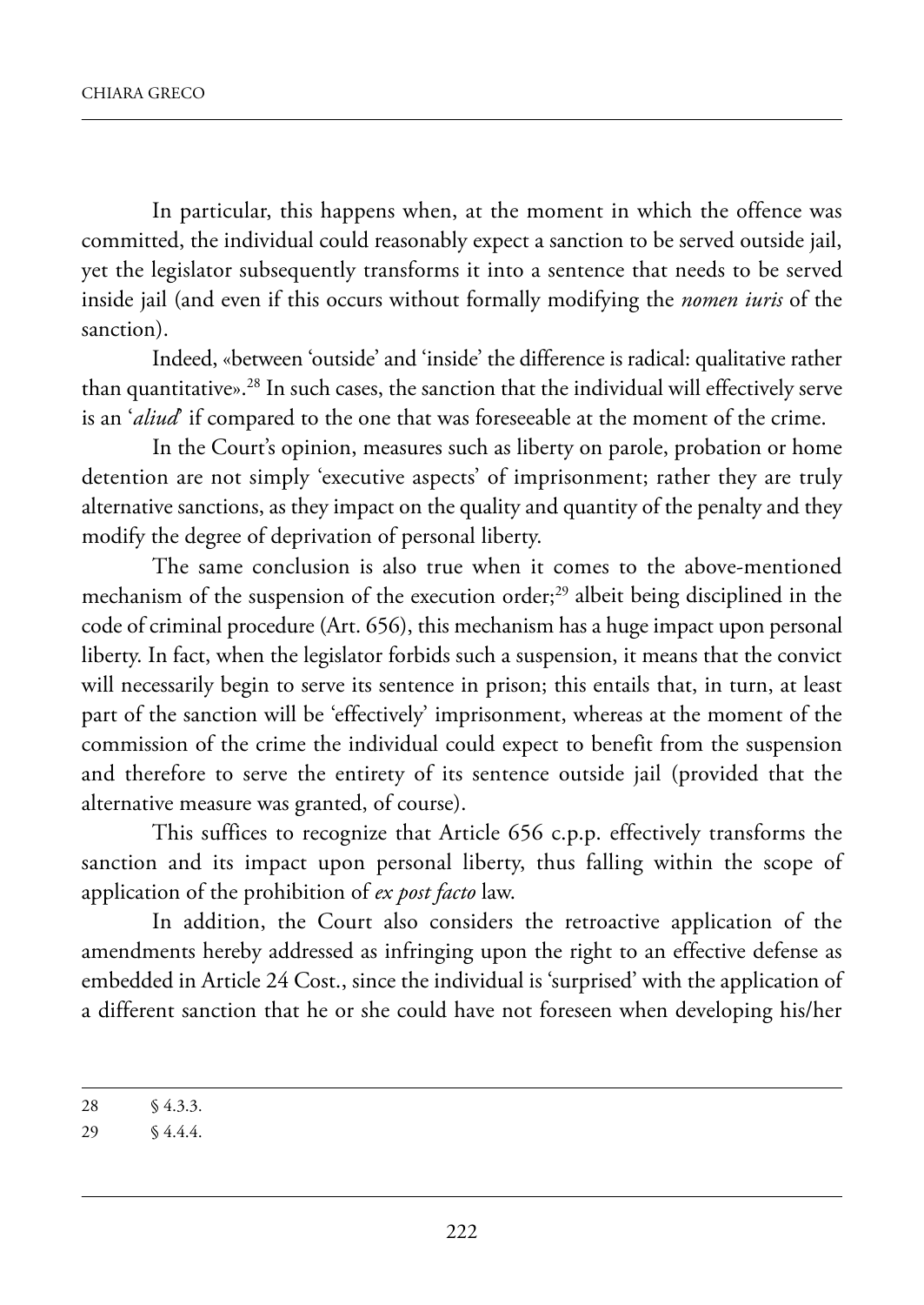In particular, this happens when, at the moment in which the offence was committed, the individual could reasonably expect a sanction to be served outside jail, yet the legislator subsequently transforms it into a sentence that needs to be served inside jail (and even if this occurs without formally modifying the *nomen iuris* of the sanction).

Indeed, «between 'outside' and 'inside' the difference is radical: qualitative rather than quantitative».[28] In such cases, the sanction that the individual will effectively serve is an '*aliud*' if compared to the one that was foreseeable at the moment of the crime.

In the Court's opinion, measures such as liberty on parole, probation or home detention are not simply 'executive aspects' of imprisonment; rather they are truly alternative sanctions, as they impact on the quality and quantity of the penalty and they modify the degree of deprivation of personal liberty.

The same conclusion is also true when it comes to the above-mentioned mechanism of the suspension of the execution order;[29] albeit being disciplined in the code of criminal procedure (Art. 656), this mechanism has a huge impact upon personal liberty. In fact, when the legislator forbids such a suspension, it means that the convict will necessarily begin to serve its sentence in prison; this entails that, in turn, at least part of the sanction will be 'effectively' imprisonment, whereas at the moment of the commission of the crime the individual could expect to benefit from the suspension and therefore to serve the entirety of its sentence outside jail (provided that the alternative measure was granted, of course).

This suffices to recognize that Article 656 c.p.p. effectively transforms the sanction and its impact upon personal liberty, thus falling within the scope of application of the prohibition of *ex post facto* law.

In addition, the Court also considers the retroactive application of the amendments hereby addressed as infringing upon the right to an effective defense as embedded in Article 24 Cost., since the individual is 'surprised' with the application of a different sanction that he or she could have not foreseen when developing his/her

---

28 § 4.3.3.

29 § 4.4.4.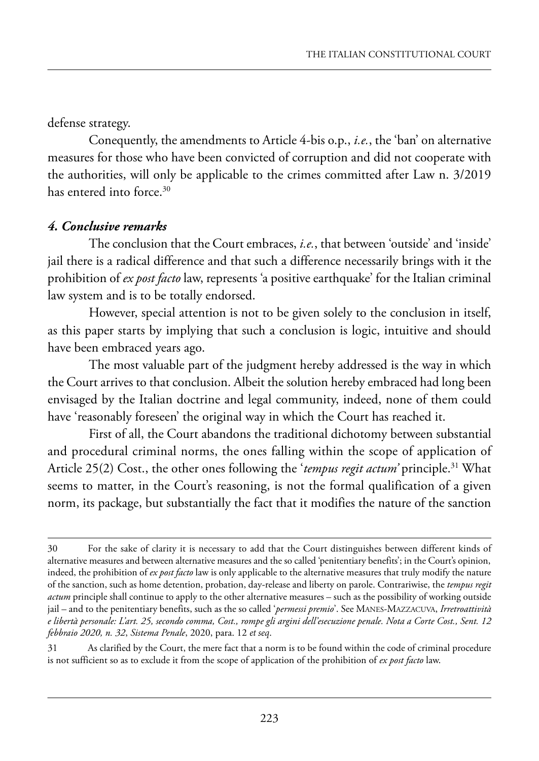defense strategy.

Conequently, the amendments to Article 4-bis o.p., *i.e.*, the 'ban' on alternative measures for those who have been convicted of corruption and did not cooperate with the authorities, will only be applicable to the crimes committed after Law n. 3/2019 has entered into force.[30]

### *4. Conclusive remarks*

The conclusion that the Court embraces, *i.e.*, that between 'outside' and 'inside' jail there is a radical difference and that such a difference necessarily brings with it the prohibition of *ex post facto* law, represents 'a positive earthquake' for the Italian criminal law system and is to be totally endorsed.

However, special attention is not to be given solely to the conclusion in itself, as this paper starts by implying that such a conclusion is logic, intuitive and should have been embraced years ago.

The most valuable part of the judgment hereby addressed is the way in which the Court arrives to that conclusion. Albeit the solution hereby embraced had long been envisaged by the Italian doctrine and legal community, indeed, none of them could have 'reasonably foreseen' the original way in which the Court has reached it.

First of all, the Court abandons the traditional dichotomy between substantial and procedural criminal norms, the ones falling within the scope of application of Article 25(2) Cost., the other ones following the '*tempus regit actum*' principle.[31] What seems to matter, in the Court's reasoning, is not the formal qualification of a given norm, its package, but substantially the fact that it modifies the nature of the sanction

---

[30] For the sake of clarity it is necessary to add that the Court distinguishes between different kinds of alternative measures and between alternative measures and the so called 'penitentiary benefits'; in the Court's opinion, indeed, the prohibition of *ex post facto* law is only applicable to the alternative measures that truly modify the nature of the sanction, such as home detention, probation, day-release and liberty on parole. Contrariwise, the *tempus regit actum* principle shall continue to apply to the other alternative measures – such as the possibility of working outside jail – and to the penitentiary benefits, such as the so called '*permessi premio*'. See MANES-MAZZACUVA, *Irretroattività e libertà personale: L'art. 25, secondo comma, Cost., rompe gli argini dell'esecuzione penale. Nota a Corte Cost., Sent. 12 febbraio 2020, n. 32*, *Sistema Penale*, 2020, para. 12 *et seq*.

[31] As clarified by the Court, the mere fact that a norm is to be found within the code of criminal procedure is not sufficient so as to exclude it from the scope of application of the prohibition of *ex post facto* law.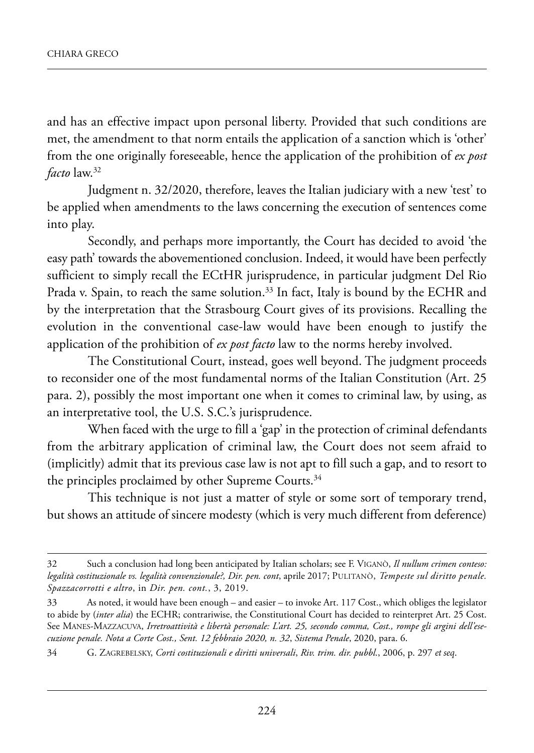and has an effective impact upon personal liberty. Provided that such conditions are met, the amendment to that norm entails the application of a sanction which is 'other' from the one originally foreseeable, hence the application of the prohibition of *ex post facto* law.[32]

Judgment n. 32/2020, therefore, leaves the Italian judiciary with a new 'test' to be applied when amendments to the laws concerning the execution of sentences come into play.

Secondly, and perhaps more importantly, the Court has decided to avoid 'the easy path' towards the abovementioned conclusion. Indeed, it would have been perfectly sufficient to simply recall the ECtHR jurisprudence, in particular judgment Del Rio Prada v. Spain, to reach the same solution.[33] In fact, Italy is bound by the ECHR and by the interpretation that the Strasbourg Court gives of its provisions. Recalling the evolution in the conventional case-law would have been enough to justify the application of the prohibition of *ex post facto* law to the norms hereby involved.

The Constitutional Court, instead, goes well beyond. The judgment proceeds to reconsider one of the most fundamental norms of the Italian Constitution (Art. 25 para. 2), possibly the most important one when it comes to criminal law, by using, as an interpretative tool, the U.S. S.C.'s jurisprudence.

When faced with the urge to fill a 'gap' in the protection of criminal defendants from the arbitrary application of criminal law, the Court does not seem afraid to (implicitly) admit that its previous case law is not apt to fill such a gap, and to resort to the principles proclaimed by other Supreme Courts.[34]

This technique is not just a matter of style or some sort of temporary trend, but shows an attitude of sincere modesty (which is very much different from deference)

---

32 Such a conclusion had long been anticipated by Italian scholars; see F. VIGANÒ, *Il nullum crimen conteso: legalità costituzionale vs. legalità convenzionale?, Dir. pen. cont*, aprile 2017; PULITANÒ, *Tempeste sul diritto penale. Spazzacorrotti e altro*, in *Dir. pen. cont.*, 3, 2019.

33 As noted, it would have been enough – and easier – to invoke Art. 117 Cost., which obliges the legislator to abide by (*inter alia*) the ECHR; contrariwise, the Constitutional Court has decided to reinterpret Art. 25 Cost. See MANES-MAZZACUVA, *Irretroattività e libertà personale: L'art. 25, secondo comma, Cost., rompe gli argini dell'esecuzione penale. Nota a Corte Cost., Sent. 12 febbraio 2020, n. 32*, *Sistema Penale*, 2020, para. 6.

34 G. ZAGREBELSKY, *Corti costituzionali e diritti universali*, *Riv. trim. dir. pubbl.*, 2006, p. 297 *et seq*.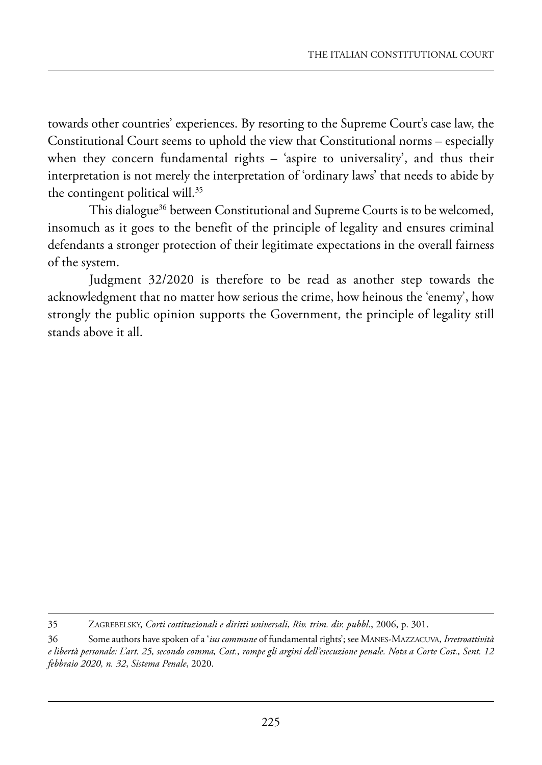towards other countries' experiences. By resorting to the Supreme Court's case law, the Constitutional Court seems to uphold the view that Constitutional norms – especially when they concern fundamental rights – 'aspire to universality', and thus their interpretation is not merely the interpretation of 'ordinary laws' that needs to abide by the contingent political will.[35]

This dialogue[36] between Constitutional and Supreme Courts is to be welcomed, insomuch as it goes to the benefit of the principle of legality and ensures criminal defendants a stronger protection of their legitimate expectations in the overall fairness of the system.

Judgment 32/2020 is therefore to be read as another step towards the acknowledgment that no matter how serious the crime, how heinous the 'enemy', how strongly the public opinion supports the Government, the principle of legality still stands above it all.

---

35 Zagrebelsky, *Corti costituzionali e diritti universali*, *Riv. trim. dir. pubbl.*, 2006, p. 301.

36 Some authors have spoken of a '*ius commune* of fundamental rights'; see Manes-Mazzacuva, *Irretroattività e libertà personale: L'art. 25, secondo comma, Cost., rompe gli argini dell'esecuzione penale. Nota a Corte Cost., Sent. 12 febbraio 2020, n. 32*, *Sistema Penale*, 2020.